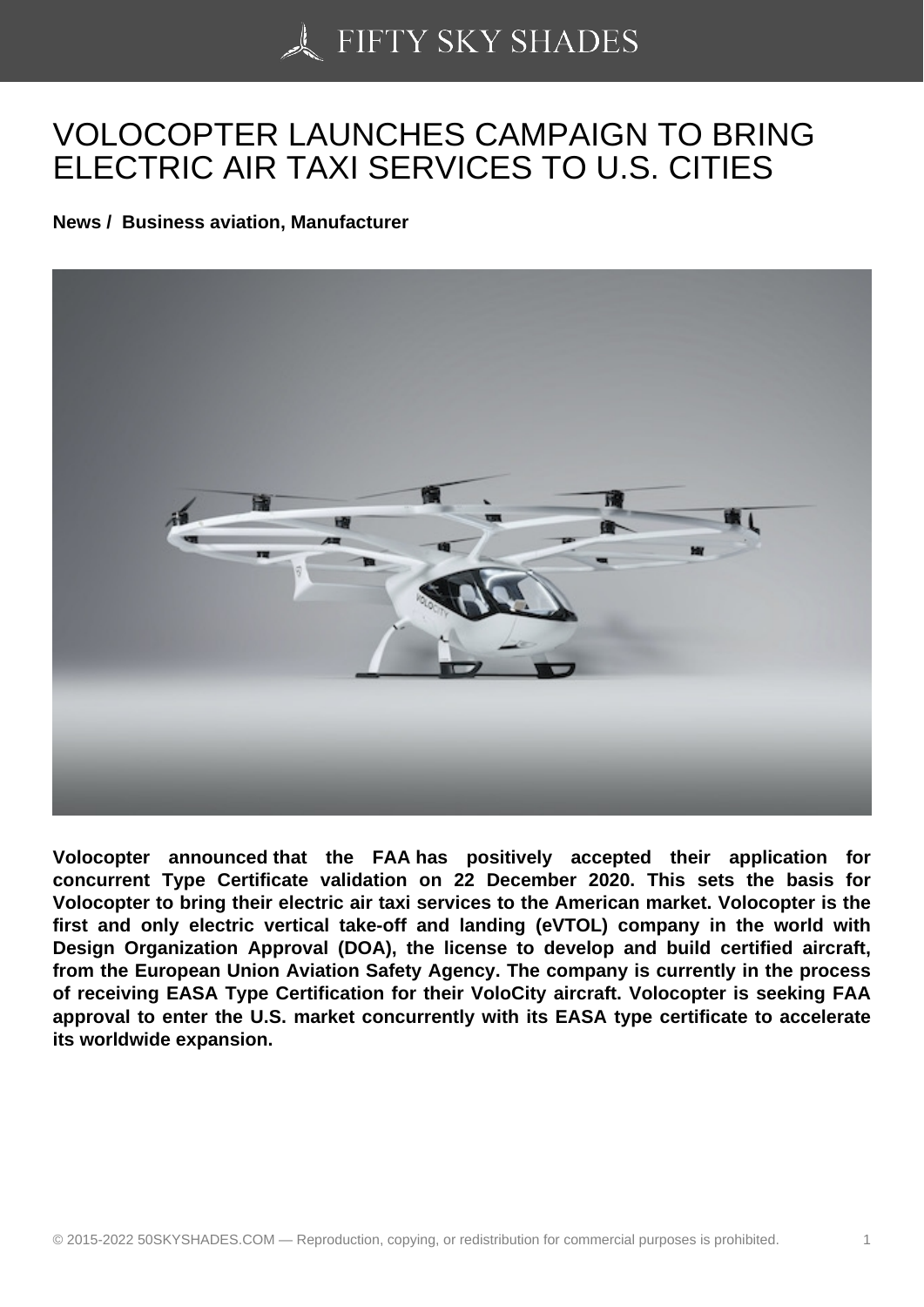# VOLOCOPTER LAUNCHES CAMPAIGN TO BRING ELECTRIC AIR TAXI SERVICES TO U.S. CITIES

**News / Business aviation, Manufacturer**

**Volocopter announced that the FAA has positively accepted their application for concurrent Type Certificate validation on 22 December 2020. This sets the basis for Volocopter to bring their electric air taxi services to the American market. Volocopter is the first and only electric vertical take-off and landing (eVTOL) company in the world with Design Organization Approval (DOA), the license to develop and build certified aircraft, from the European Union Aviation Safety Agency. The company is currently in the process of receiving EASA Type Certification for their VoloCity aircraft. Volocopter is seeking FAA approval to enter the U.S. market concurrently with its EASA type certificate to accelerate its worldwide expansion.**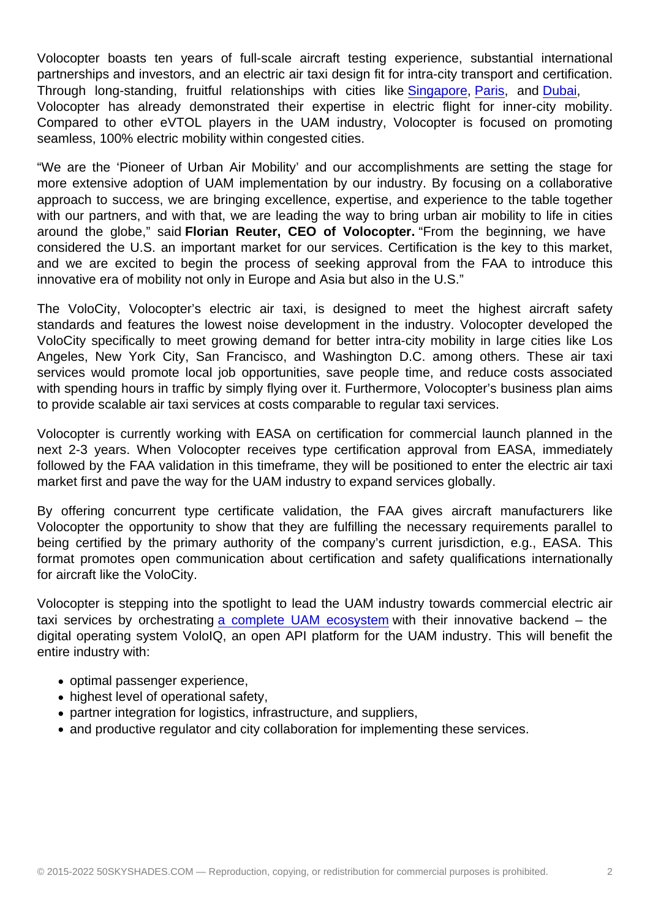Volocopter boasts ten years of full-scale aircraft testing experience, substantial international partnerships and investors, and an electric air taxi design fit for intra-city transport and certification. Through long-standing, fruitful relationships with cities like Singapore, Paris, and Dubai, Volocopter has already demonstrated their expertise in electric flight for inner-city mobility. Compared to other eVTOL players in the UAM industry, Volocopter is focused on promoting seamless, 100% electric mobility within congested cities.

"We are the 'Pioneer of Urban Air Mobility' and our accomplishments are setting the stage for more extensive adoption of UAM implementation by our industry. By focusing on a collaborative approach to success, we are bringing excellence, expertise, and experience to the table together with our partners, and with that, we are leading the way to bring urban air mobility to life in cities around the globe," said **Florian Reuter, CEO of Volocopter.** "From the beginning, we have considered the U.S. an important market for our services. Certification is the key to this market, and we are excited to begin the process of seeking approval from the FAA to introduce this innovative era of mobility not only in Europe and Asia but also in the U.S."

The VoloCity, Volocopter's electric air taxi, is designed to meet the highest aircraft safety standards and features the lowest noise development in the industry. Volocopter developed the VoloCity specifically to meet growing demand for better intra-city mobility in large cities like Los Angeles, New York City, San Francisco, and Washington D.C. among others. These air taxi services would promote local job opportunities, save people time, and reduce costs associated with spending hours in traffic by simply flying over it. Furthermore, Volocopter's business plan aims to provide scalable air taxi services at costs comparable to regular taxi services.

Volocopter is currently working with EASA on certification for commercial launch planned in the next 2-3 years. When Volocopter receives type certification approval from EASA, immediately followed by the FAA validation in this timeframe, they will be positioned to enter the electric air taxi market first and pave the way for the UAM industry to expand services globally.

By offering concurrent type certificate validation, the FAA gives aircraft manufacturers like Volocopter the opportunity to show that they are fulfilling the necessary requirements parallel to being certified by the primary authority of the company's current jurisdiction, e.g., EASA. This format promotes open communication about certification and safety qualifications internationally for aircraft like the VoloCity.

Volocopter is stepping into the spotlight to lead the UAM industry towards commercial electric air taxi services by orchestrating a complete UAM ecosystem with their innovative backend – the digital operating system VoloIQ, an open API platform for the UAM industry. This will benefit the entire industry with:

- optimal passenger experience,
- highest level of operational safety,
- partner integration for logistics, infrastructure, and suppliers,
- and productive regulator and city collaboration for implementing these services.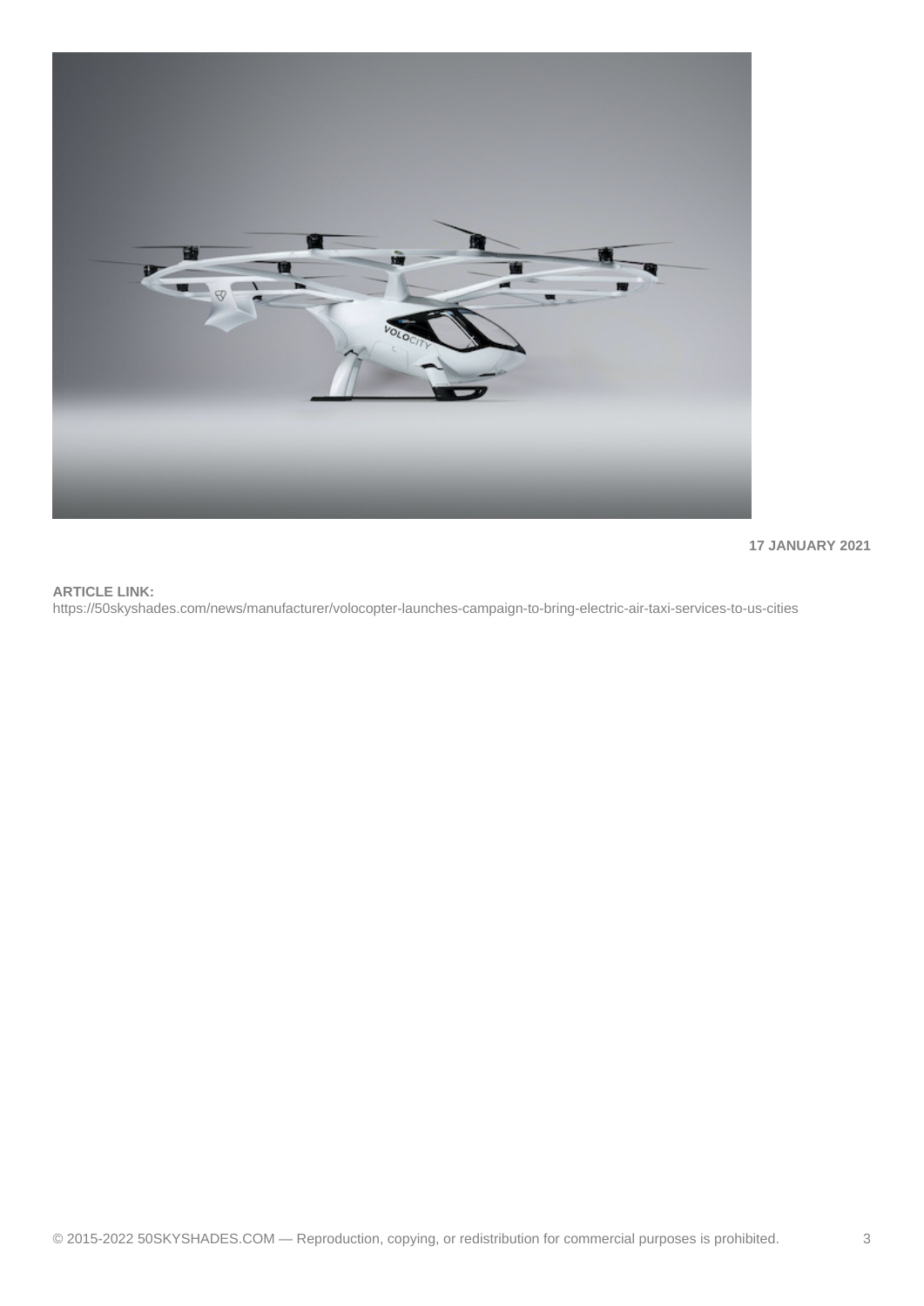**17 JANUARY 2021**

**ARTICLE LINK:**
https://50skyshades.com/news/manufacturer/volocopter-launches-campaign-to-bring-electric-air-taxi-services-to-us-cities